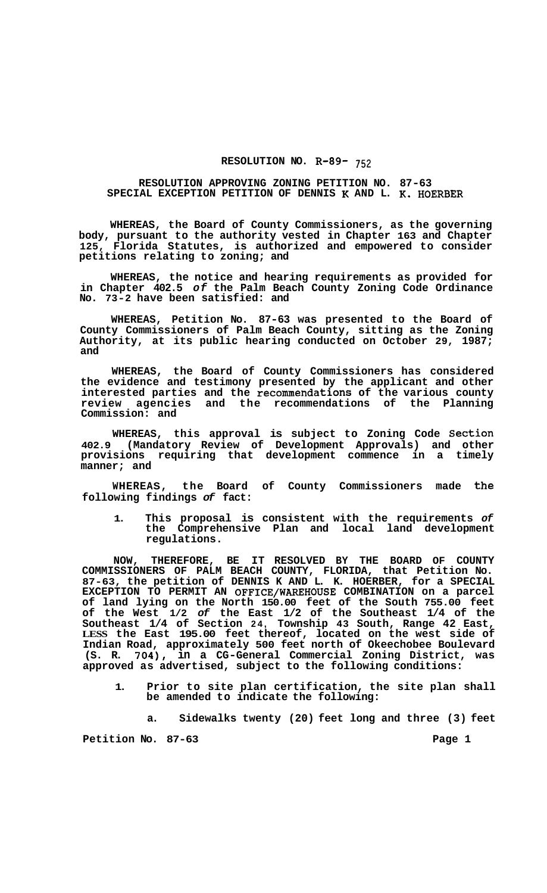**RESOLUTION NO. R-89- 752**

**RESOLUTION APPROVING ZONING PETITION NO. 87-63**
**SPECIAL EXCEPTION PETITION OF DENNIS K AND L. K. HOERBER**

**WHEREAS, the Board of County Commissioners, as the governing body, pursuant to the authority vested in Chapter 163 and Chapter 125, Florida Statutes, is authorized and empowered to consider petitions relating to zoning; and**

**WHEREAS, the notice and hearing requirements as provided for in Chapter 402.5 *of* the Palm Beach County Zoning Code Ordinance No. 73-2 have been satisfied: and**

**WHEREAS, Petition No. 87-63 was presented to the Board of County Commissioners of Palm Beach County, sitting as the Zoning Authority, at its public hearing conducted on October 29, 1987; and**

**WHEREAS, the Board of County Commissioners has considered the evidence and testimony presented by the applicant and other interested parties and the recommendations of the various county review agencies and the recommendations of the Planning Commission: and**

**WHEREAS, this approval is subject to Zoning Code Section 402.9 (Mandatory Review of Development Approvals) and other provisions requiring that development commence in a timely manner; and**

**WHEREAS, the Board of County Commissioners made the following findings *of* fact:**

1. **This proposal is consistent with the requirements *of* the Comprehensive Plan and local land development regulations.**

**NOW, THEREFORE, BE IT RESOLVED BY THE BOARD OF COUNTY COMMISSIONERS OF PALM BEACH COUNTY, FLORIDA, that Petition No. 87-63, the petition of DENNIS K AND L. K. HOERBER, for a SPECIAL EXCEPTION TO PERMIT AN OFFICE/WAREHOUSE COMBINATION on a parcel of land lying on the North 150.00 feet of the South 755.00 feet of the West 1/2 *of* the East 1/2 of the Southeast 1/4 of the Southeast 1/4 of Section 24, Township 43 South, Range 42 East, LESS the East 195.00 feet thereof, located on the west side of Indian Road, approximately 500 feet north of Okeechobee Boulevard (S. R. 704), in a CG-General Commercial Zoning District, was approved as advertised, subject to the following conditions:**

1. **Prior to site plan certification, the site plan shall be amended to indicate the following:**

   a. **Sidewalks twenty (20) feet long and three (3) feet**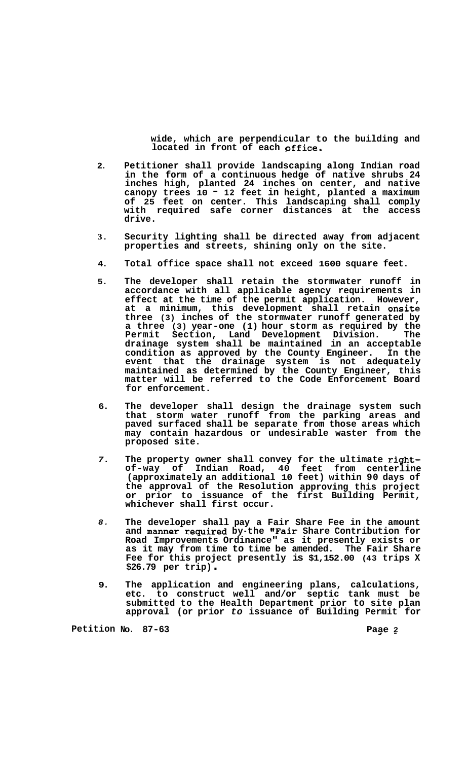wide, which are perpendicular to the building and located in front of each office.

2. Petitioner shall provide landscaping along Indian road in the form of a continuous hedge of native shrubs 24 inches high, planted 24 inches on center, and native canopy trees 10 - 12 feet in height, planted a maximum of 25 feet on center. This landscaping shall comply with required safe corner distances at the access drive.

3. Security lighting shall be directed away from adjacent properties and streets, shining only on the site.

4. Total office space shall not exceed 1600 square feet.

5. The developer shall retain the stormwater runoff in accordance with all applicable agency requirements in effect at the time of the permit application. However, at a minimum, this development shall retain onsite three (3) inches of the stormwater runoff generated by a three (3) year-one (1) hour storm as required by the Permit Section, Land Development Division. The drainage system shall be maintained in an acceptable condition as approved by the County Engineer. In the event that the drainage system is not adequately maintained as determined by the County Engineer, this matter will be referred to the Code Enforcement Board for enforcement.

6. The developer shall design the drainage system such that storm water runoff from the parking areas and paved surfaced shall be separate from those areas which may contain hazardous or undesirable waster from the proposed site.

7. The property owner shall convey for the ultimate right-of-way of Indian Road, 40 feet from centerline (approximately an additional 10 feet) within 90 days of the approval of the Resolution approving this project or prior to issuance of the first Building Permit, whichever shall first occur.

8. The developer shall pay a Fair Share Fee in the amount and manner required by the "Fair Share Contribution for Road Improvements Ordinance" as it presently exists or as it may from time to time be amended. The Fair Share Fee for this project presently is $1,152.00 (43 trips X $26.79 per trip).

9. The application and engineering plans, calculations, etc. to construct well and/or septic tank must be submitted to the Health Department prior to site plan approval (or prior to issuance of Building Permit for

Petition No. 87-63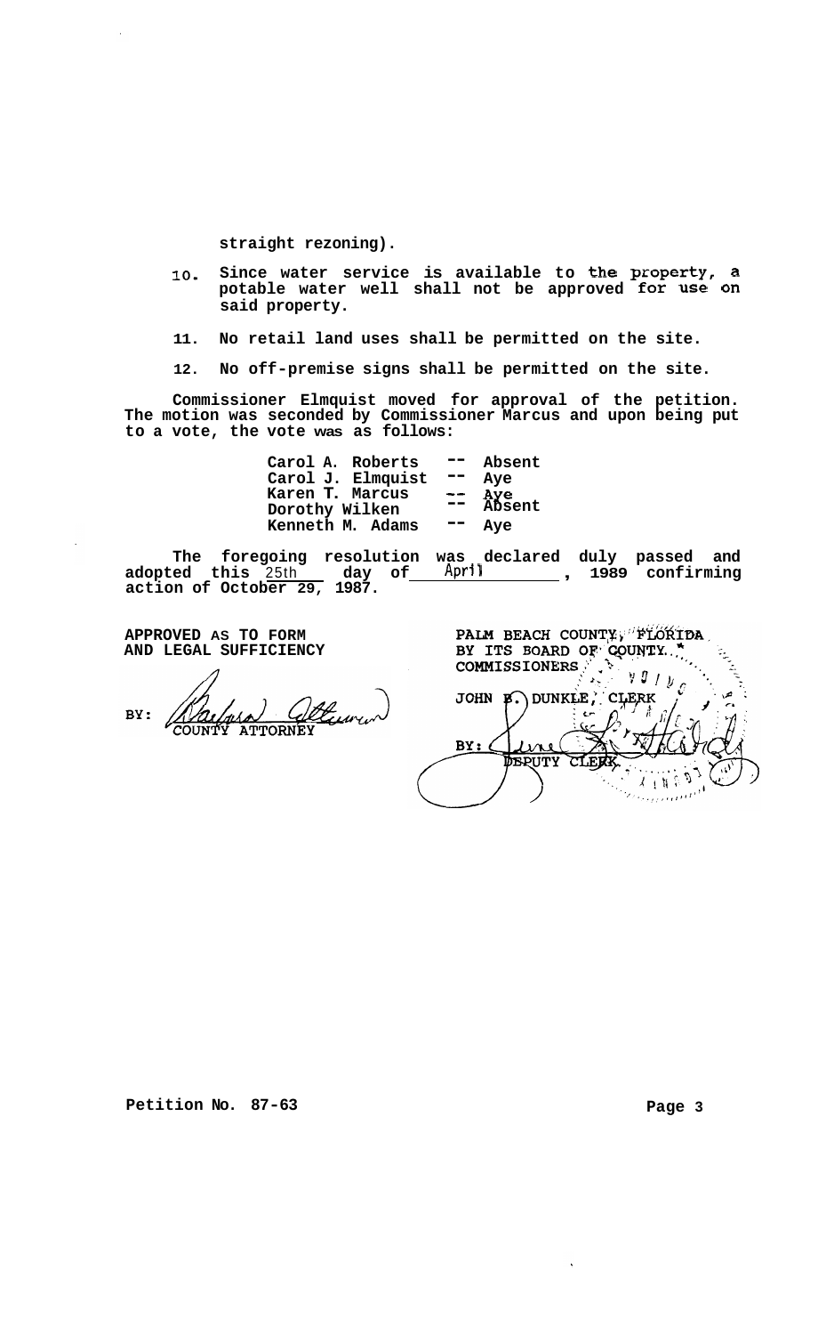straight rezoning).

10. Since water service is available to the property, a potable water well shall not be approved for use on said property.

11. No retail land uses shall be permitted on the site.

12. No off-premise signs shall be permitted on the site.

Commissioner Elmquist moved for approval of the petition. The motion was seconded by Commissioner Marcus and upon being put to a vote, the vote was as follows:

| | | |
|---|---|---|
| Carol A. Roberts | -- | Absent |
| Carol J. Elmquist | -- | Aye |
| Karen T. Marcus | -- | Aye |
| Dorothy Wilken | -- | Absent |
| Kenneth M. Adams | -- | Aye |

The foregoing resolution was declared duly passed and adopted this 25th day of April, 1989 confirming action of October 29, 1987.

APPROVED AS TO FORM AND LEGAL SUFFICIENCY

BY: COUNTY ATTORNEY

PALM BEACH COUNTY, FLORIDA BY ITS BOARD OF COUNTY COMMISSIONERS

JOHN B. DUNKLE, CLERK

BY: DEPUTY CLERK

Petition No. 87-63